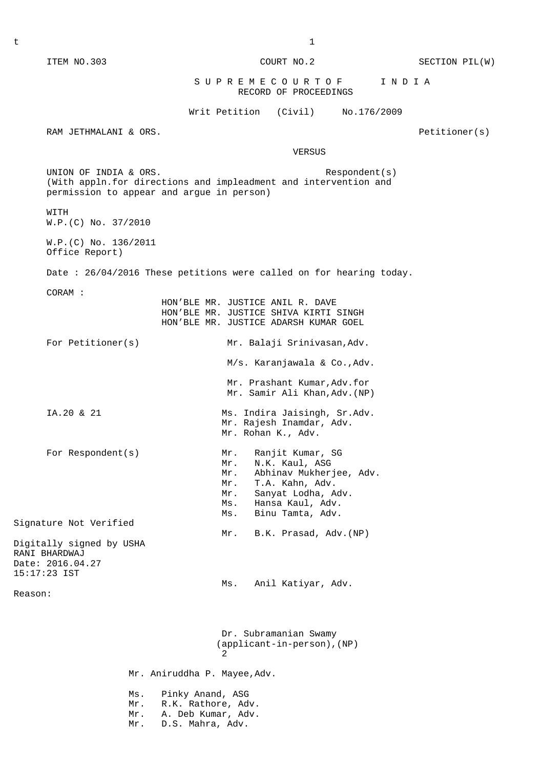ITEM NO.303 COURT NO.2 SECTION PIL(W)

# S U P R E M E C O U R T O F I N D I A
## RECORD OF PROCEEDINGS

Writ Petition (Civil) No.176/2009

RAM JETHMALANI & ORS. Petitioner(s)

VERSUS

UNION OF INDIA & ORS. Respondent(s)
(With appln.for directions and impleadment and intervention and permission to appear and argue in person)

WITH
W.P.(C) No. 37/2010

W.P.(C) No. 136/2011
Office Report)

Date : 26/04/2016 These petitions were called on for hearing today.

CORAM :
HON'BLE MR. JUSTICE ANIL R. DAVE
HON'BLE MR. JUSTICE SHIVA KIRTI SINGH
HON'BLE MR. JUSTICE ADARSH KUMAR GOEL

For Petitioner(s)
Mr. Balaji Srinivasan,Adv.

M/s. Karanjawala & Co.,Adv.

Mr. Prashant Kumar,Adv.for
Mr. Samir Ali Khan,Adv.(NP)

IA.20 & 21
Ms. Indira Jaisingh, Sr.Adv.
Mr. Rajesh Inamdar, Adv.
Mr. Rohan K., Adv.

For Respondent(s)
Mr. Ranjit Kumar, SG
Mr. N.K. Kaul, ASG
Mr. Abhinav Mukherjee, Adv.
Mr. T.A. Kahn, Adv.
Mr. Sanyat Lodha, Adv.
Ms. Hansa Kaul, Adv.
Ms. Binu Tamta, Adv.

Signature Not Verified
Digitally signed by USHA RANI BHARDWAJ
Date: 2016.04.27 15:17:23 IST
Reason:

Mr. B.K. Prasad, Adv.(NP)

Ms. Anil Katiyar, Adv.

Dr. Subramanian Swamy
(applicant-in-person),(NP)

Mr. Aniruddha P. Mayee,Adv.

Ms. Pinky Anand, ASG
Mr. R.K. Rathore, Adv.
Mr. A. Deb Kumar, Adv.
Mr. D.S. Mahra, Adv.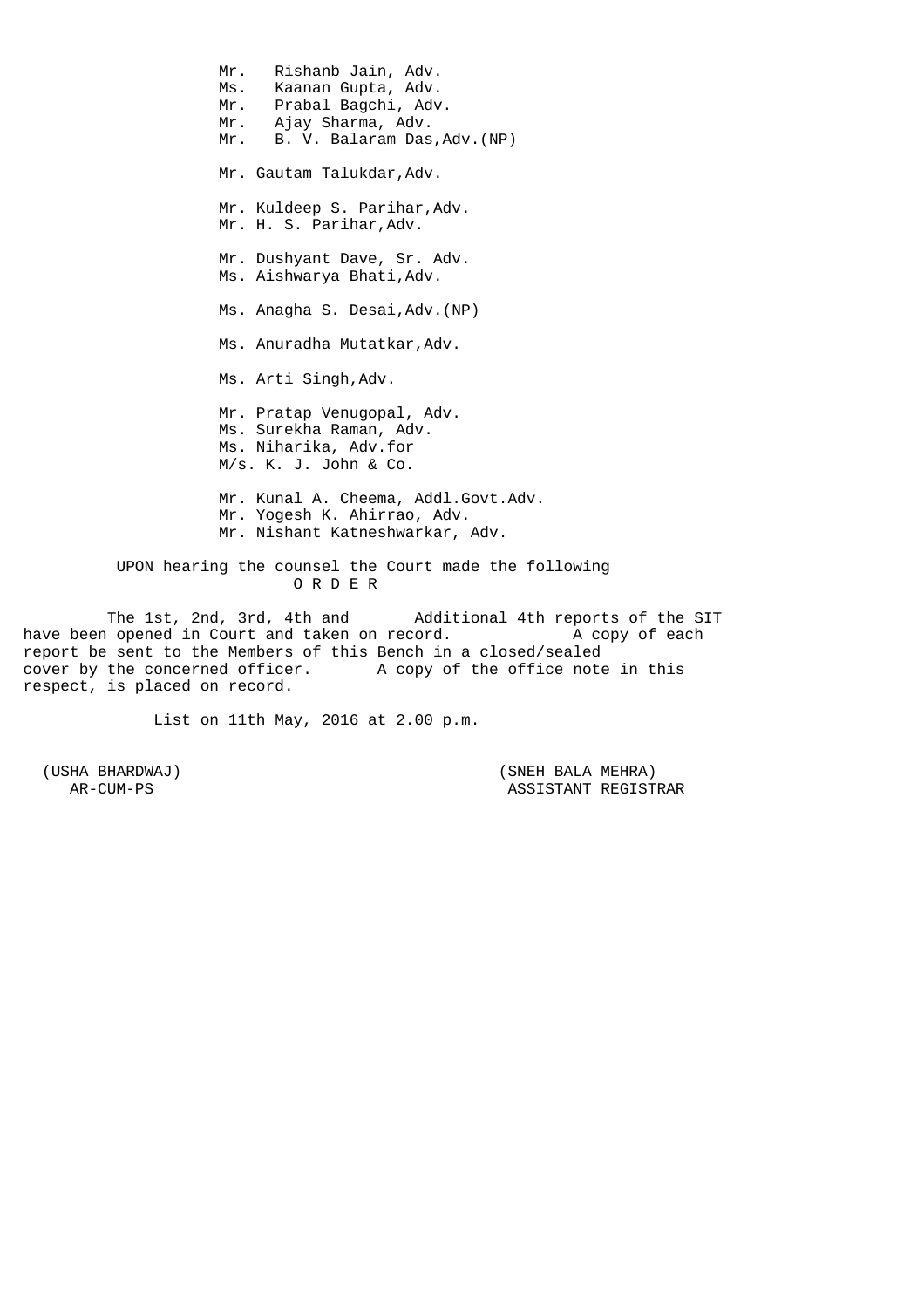Mr. Rishanb Jain, Adv.
Ms. Kaanan Gupta, Adv.
Mr. Prabal Bagchi, Adv.
Mr. Ajay Sharma, Adv.
Mr. B. V. Balaram Das,Adv.(NP)

Mr. Gautam Talukdar,Adv.

Mr. Kuldeep S. Parihar,Adv.
Mr. H. S. Parihar,Adv.

Mr. Dushyant Dave, Sr. Adv.
Ms. Aishwarya Bhati,Adv.

Ms. Anagha S. Desai,Adv.(NP)

Ms. Anuradha Mutatkar,Adv.

Ms. Arti Singh,Adv.

Mr. Pratap Venugopal, Adv.
Ms. Surekha Raman, Adv.
Ms. Niharika, Adv.for
M/s. K. J. John & Co.

Mr. Kunal A. Cheema, Addl.Govt.Adv.
Mr. Yogesh K. Ahirrao, Adv.
Mr. Nishant Katneshwarkar, Adv.

UPON hearing the counsel the Court made the following

O R D E R

The 1st, 2nd, 3rd, 4th and Additional 4th reports of the SIT have been opened in Court and taken on record. A copy of each report be sent to the Members of this Bench in a closed/sealed cover by the concerned officer. A copy of the office note in this respect, is placed on record.

List on 11th May, 2016 at 2.00 p.m.

(USHA BHARDWAJ)
AR-CUM-PS

(SNEH BALA MEHRA)
ASSISTANT REGISTRAR